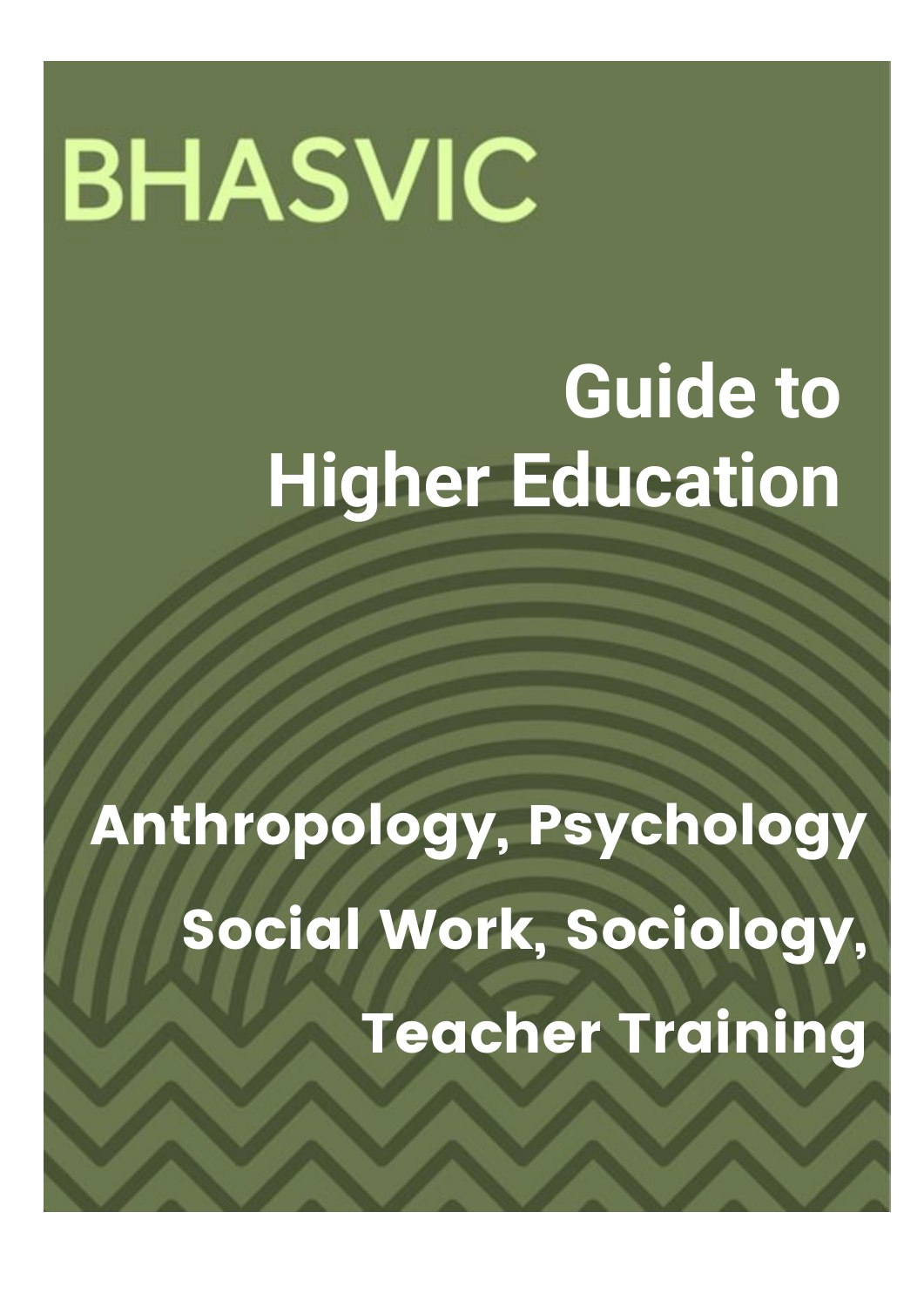BHASVIC

# Guide to Higher Education

## Anthropology, Psychology
## Social Work, Sociology,
## Teacher Training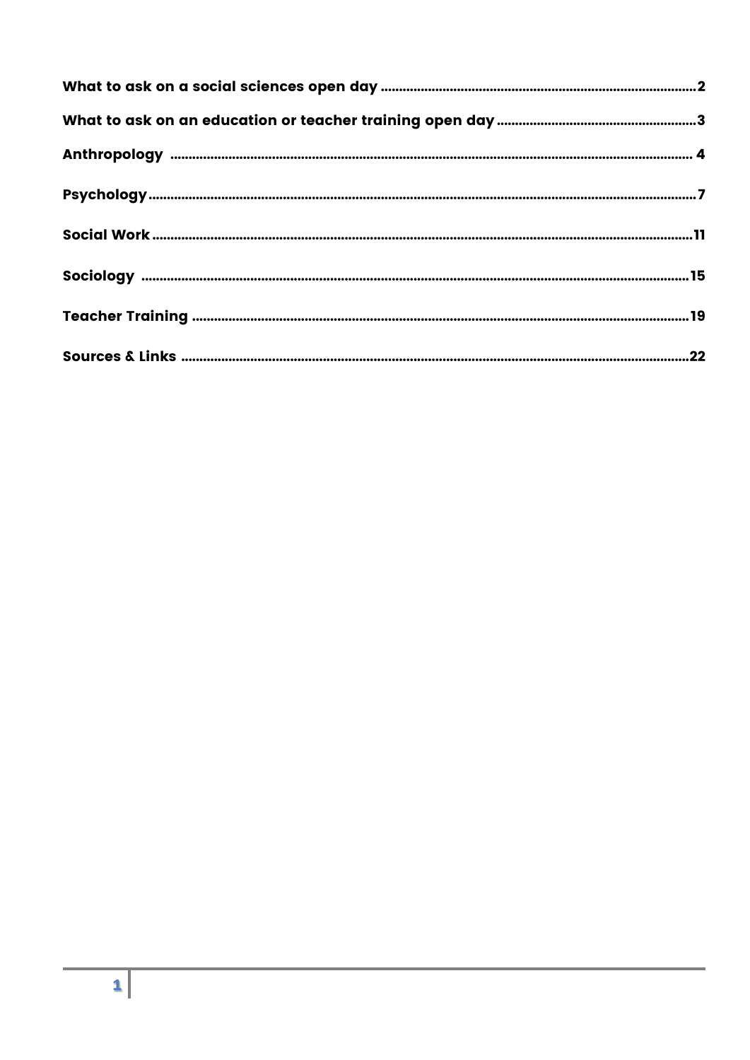What to ask on a social sciences open day ........................................................................................2

What to ask on an education or teacher training open day ..........................................................3

Anthropology .............................................................................................................................................4

Psychology.................................................................................................................................................7

Social Work...............................................................................................................................................11

Sociology .................................................................................................................................................15

Teacher Training .....................................................................................................................................19

Sources & Links ......................................................................................................................................22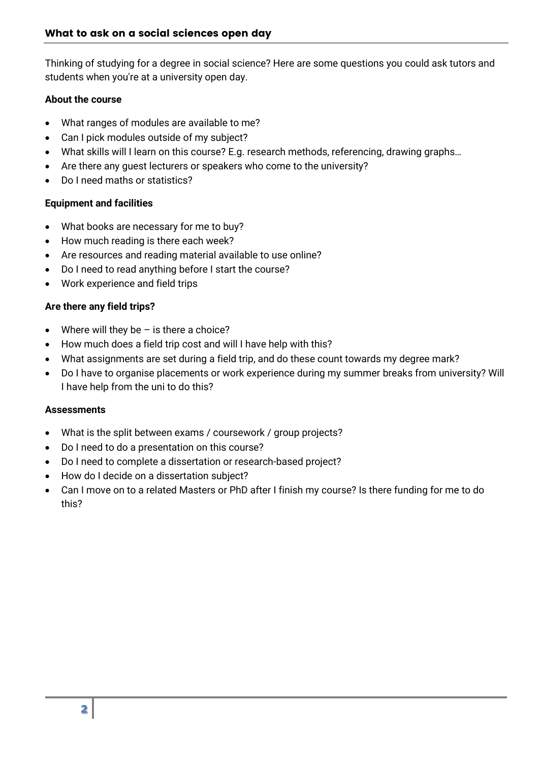## What to ask on a social sciences open day

Thinking of studying for a degree in social science? Here are some questions you could ask tutors and students when you're at a university open day.

**About the course**

- What ranges of modules are available to me?
- Can I pick modules outside of my subject?
- What skills will I learn on this course? E.g. research methods, referencing, drawing graphs…
- Are there any guest lecturers or speakers who come to the university?
- Do I need maths or statistics?

**Equipment and facilities**

- What books are necessary for me to buy?
- How much reading is there each week?
- Are resources and reading material available to use online?
- Do I need to read anything before I start the course?
- Work experience and field trips

**Are there any field trips?**

- Where will they be – is there a choice?
- How much does a field trip cost and will I have help with this?
- What assignments are set during a field trip, and do these count towards my degree mark?
- Do I have to organise placements or work experience during my summer breaks from university? Will I have help from the uni to do this?

**Assessments**

- What is the split between exams / coursework / group projects?
- Do I need to do a presentation on this course?
- Do I need to complete a dissertation or research-based project?
- How do I decide on a dissertation subject?
- Can I move on to a related Masters or PhD after I finish my course? Is there funding for me to do this?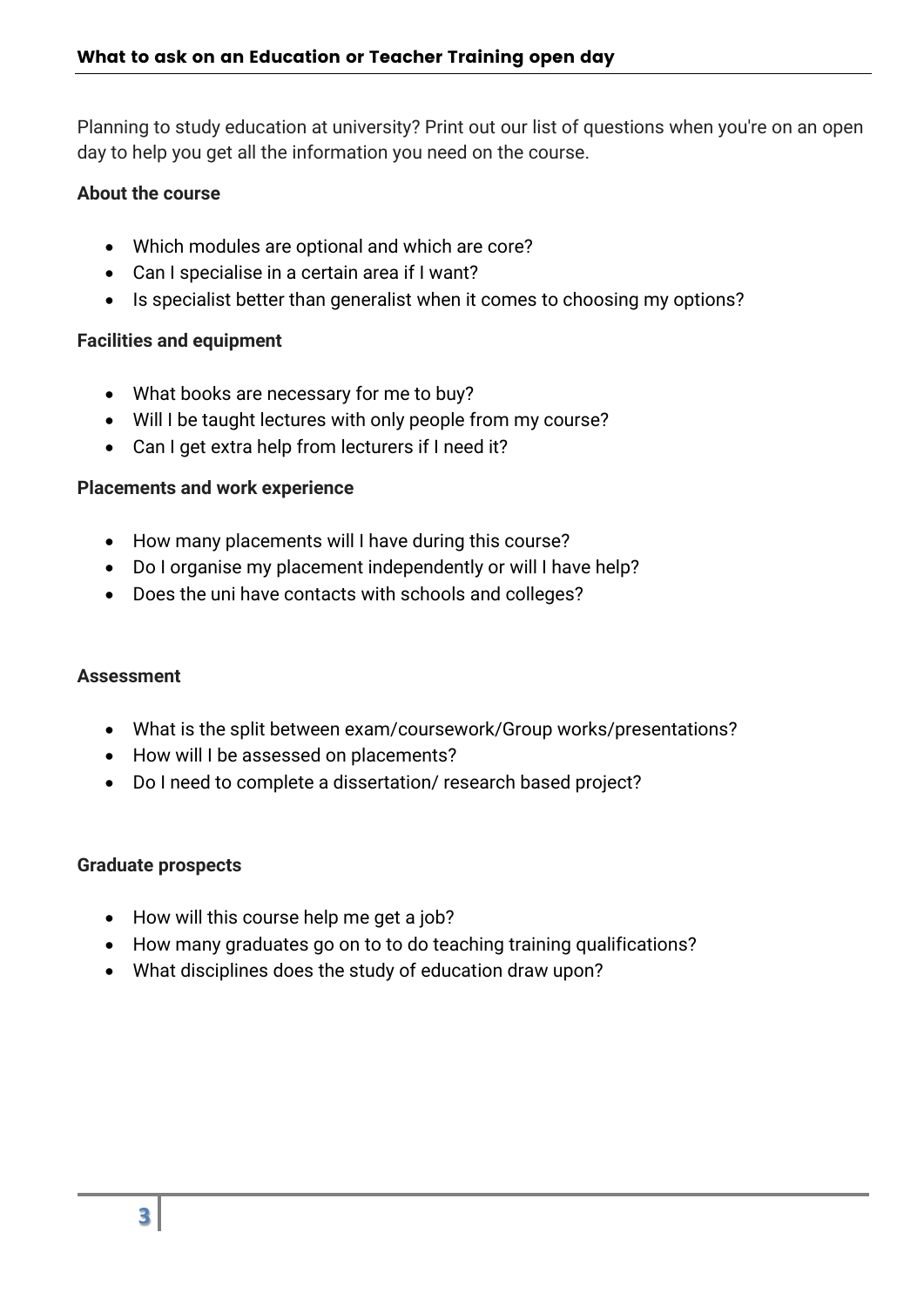## What to ask on an Education or Teacher Training open day

Planning to study education at university? Print out our list of questions when you're on an open day to help you get all the information you need on the course.

**About the course**

- Which modules are optional and which are core?
- Can I specialise in a certain area if I want?
- Is specialist better than generalist when it comes to choosing my options?

**Facilities and equipment**

- What books are necessary for me to buy?
- Will I be taught lectures with only people from my course?
- Can I get extra help from lecturers if I need it?

**Placements and work experience**

- How many placements will I have during this course?
- Do I organise my placement independently or will I have help?
- Does the uni have contacts with schools and colleges?

**Assessment**

- What is the split between exam/coursework/Group works/presentations?
- How will I be assessed on placements?
- Do I need to complete a dissertation/ research based project?

**Graduate prospects**

- How will this course help me get a job?
- How many graduates go on to to do teaching training qualifications?
- What disciplines does the study of education draw upon?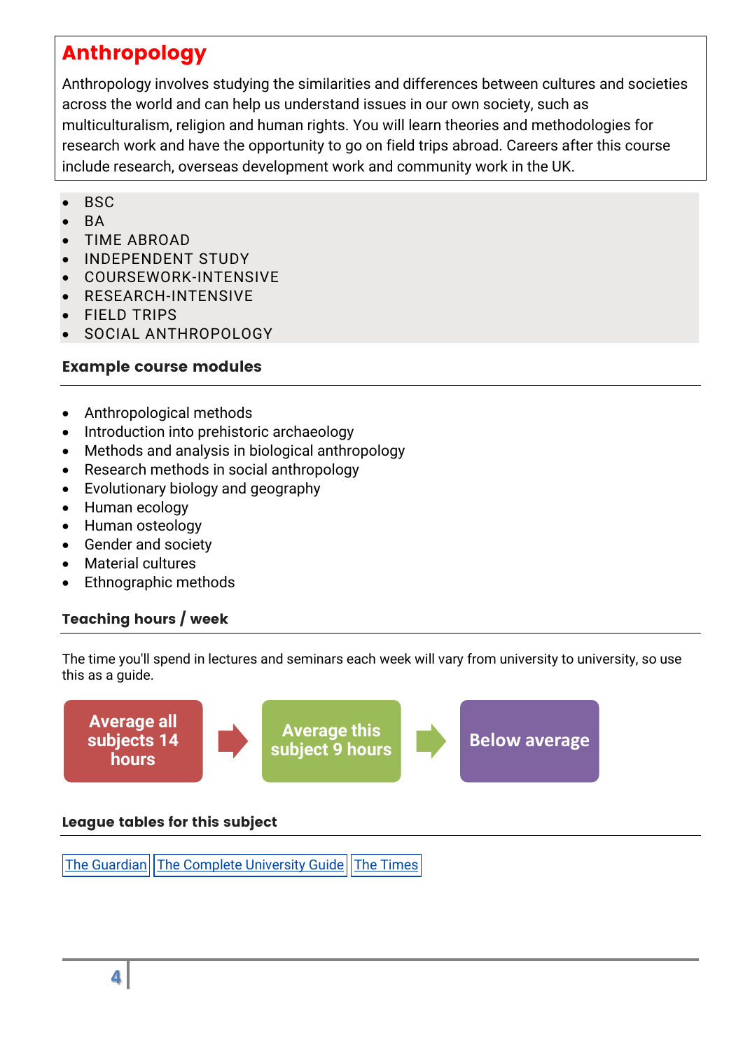## Anthropology

Anthropology involves studying the similarities and differences between cultures and societies across the world and can help us understand issues in our own society, such as multiculturalism, religion and human rights. You will learn theories and methodologies for research work and have the opportunity to go on field trips abroad. Careers after this course include research, overseas development work and community work in the UK.

- BSC
- BA
- TIME ABROAD
- INDEPENDENT STUDY
- COURSEWORK-INTENSIVE
- RESEARCH-INTENSIVE
- FIELD TRIPS
- SOCIAL ANTHROPOLOGY

### Example course modules

- Anthropological methods
- Introduction into prehistoric archaeology
- Methods and analysis in biological anthropology
- Research methods in social anthropology
- Evolutionary biology and geography
- Human ecology
- Human osteology
- Gender and society
- Material cultures
- Ethnographic methods

### Teaching hours / week

The time you'll spend in lectures and seminars each week will vary from university to university, so use this as a guide.

**Average all subjects 14 hours** → **Average this subject 9 hours** → **Below average**

### League tables for this subject

The Guardian | The Complete University Guide | The Times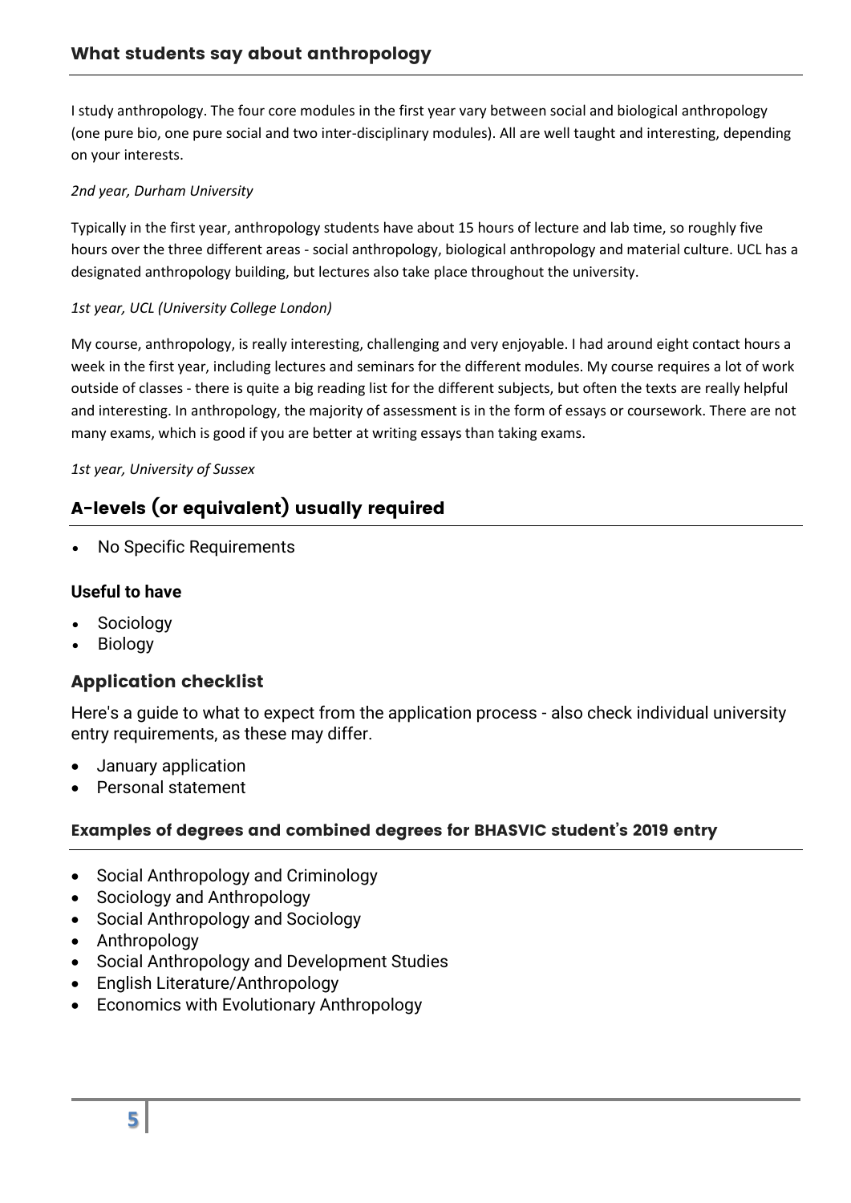## What students say about anthropology

I study anthropology. The four core modules in the first year vary between social and biological anthropology (one pure bio, one pure social and two inter-disciplinary modules). All are well taught and interesting, depending on your interests.

*2nd year, Durham University*

Typically in the first year, anthropology students have about 15 hours of lecture and lab time, so roughly five hours over the three different areas - social anthropology, biological anthropology and material culture. UCL has a designated anthropology building, but lectures also take place throughout the university.

*1st year, UCL (University College London)*

My course, anthropology, is really interesting, challenging and very enjoyable. I had around eight contact hours a week in the first year, including lectures and seminars for the different modules. My course requires a lot of work outside of classes - there is quite a big reading list for the different subjects, but often the texts are really helpful and interesting. In anthropology, the majority of assessment is in the form of essays or coursework. There are not many exams, which is good if you are better at writing essays than taking exams.

*1st year, University of Sussex*

## A-levels (or equivalent) usually required

- No Specific Requirements

### Useful to have

- Sociology
- Biology

## Application checklist

Here's a guide to what to expect from the application process - also check individual university entry requirements, as these may differ.

- January application
- Personal statement

### Examples of degrees and combined degrees for BHASVIC student's 2019 entry

- Social Anthropology and Criminology
- Sociology and Anthropology
- Social Anthropology and Sociology
- Anthropology
- Social Anthropology and Development Studies
- English Literature/Anthropology
- Economics with Evolutionary Anthropology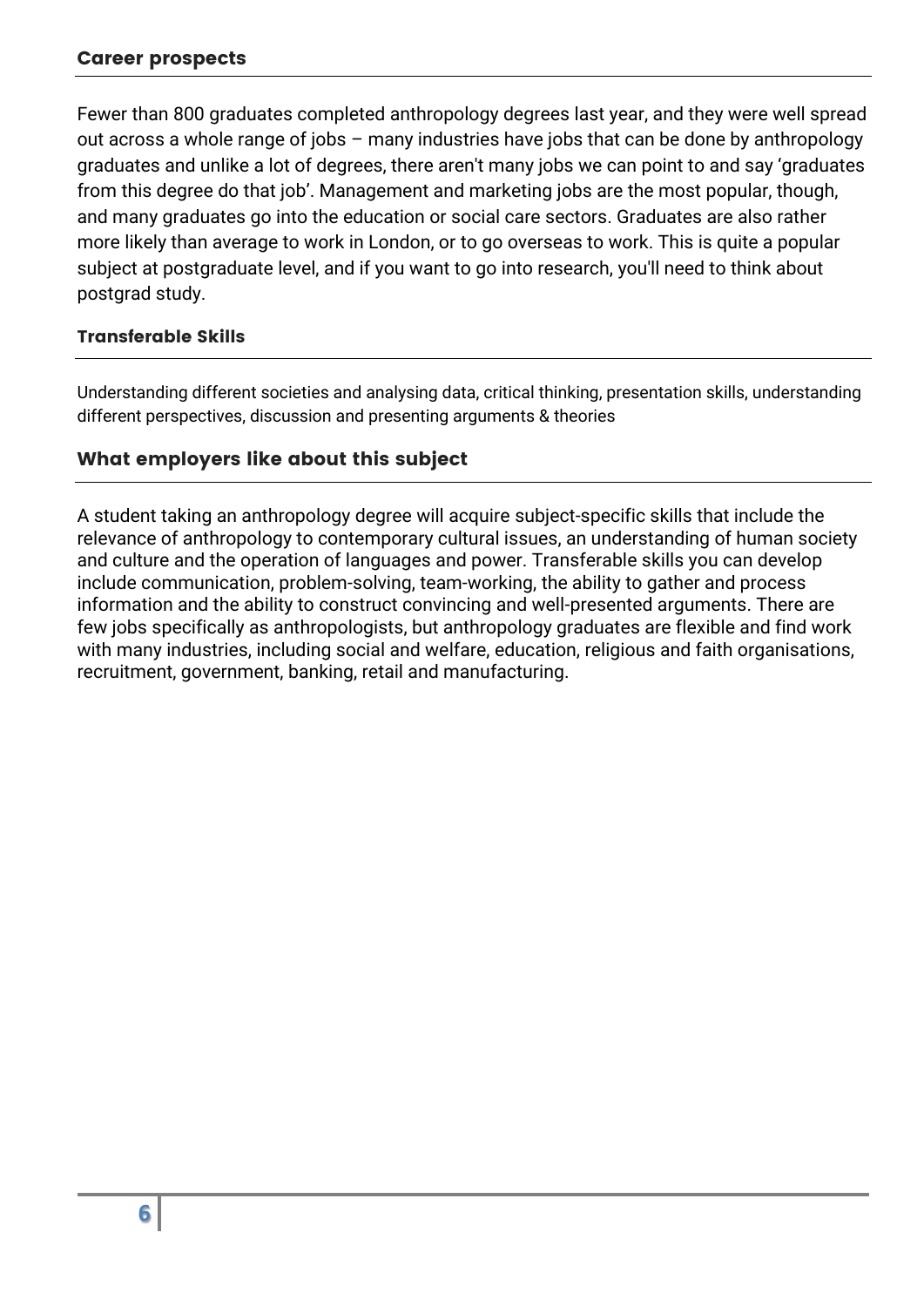### Career prospects

Fewer than 800 graduates completed anthropology degrees last year, and they were well spread out across a whole range of jobs – many industries have jobs that can be done by anthropology graduates and unlike a lot of degrees, there aren't many jobs we can point to and say 'graduates from this degree do that job'. Management and marketing jobs are the most popular, though, and many graduates go into the education or social care sectors. Graduates are also rather more likely than average to work in London, or to go overseas to work. This is quite a popular subject at postgraduate level, and if you want to go into research, you'll need to think about postgrad study.

#### Transferable Skills

Understanding different societies and analysing data, critical thinking, presentation skills, understanding different perspectives, discussion and presenting arguments & theories

### What employers like about this subject

A student taking an anthropology degree will acquire subject-specific skills that include the relevance of anthropology to contemporary cultural issues, an understanding of human society and culture and the operation of languages and power. Transferable skills you can develop include communication, problem-solving, team-working, the ability to gather and process information and the ability to construct convincing and well-presented arguments. There are few jobs specifically as anthropologists, but anthropology graduates are flexible and find work with many industries, including social and welfare, education, religious and faith organisations, recruitment, government, banking, retail and manufacturing.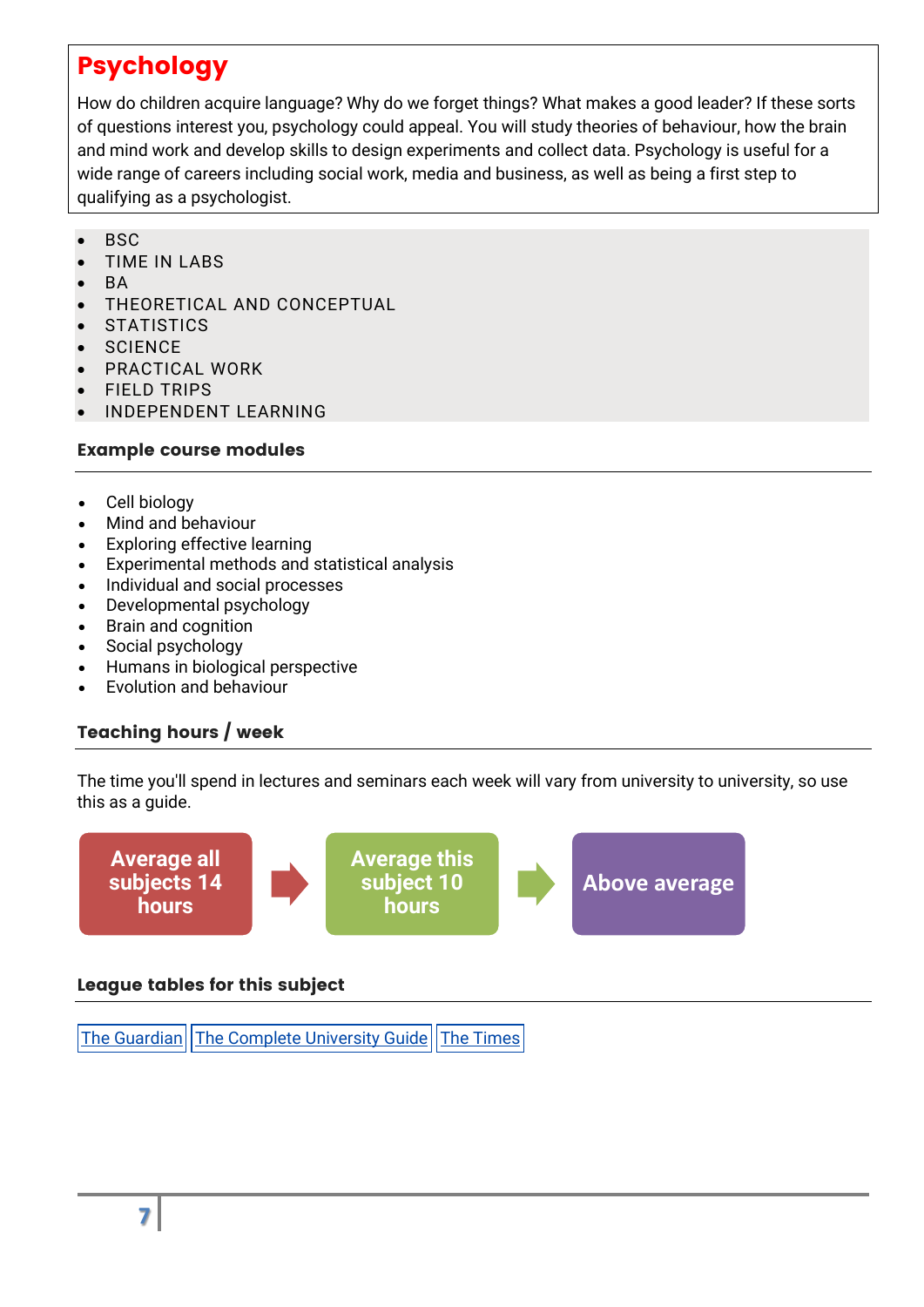# Psychology

How do children acquire language? Why do we forget things? What makes a good leader? If these sorts of questions interest you, psychology could appeal. You will study theories of behaviour, how the brain and mind work and develop skills to design experiments and collect data. Psychology is useful for a wide range of careers including social work, media and business, as well as being a first step to qualifying as a psychologist.

- BSC
- TIME IN LABS
- BA
- THEORETICAL AND CONCEPTUAL
- STATISTICS
- SCIENCE
- PRACTICAL WORK
- FIELD TRIPS
- INDEPENDENT LEARNING

### Example course modules

- Cell biology
- Mind and behaviour
- Exploring effective learning
- Experimental methods and statistical analysis
- Individual and social processes
- Developmental psychology
- Brain and cognition
- Social psychology
- Humans in biological perspective
- Evolution and behaviour

### Teaching hours / week

The time you'll spend in lectures and seminars each week will vary from university to university, so use this as a guide.

Average all subjects 14 hours → Average this subject 10 hours → Above average

### League tables for this subject

The Guardian | The Complete University Guide | The Times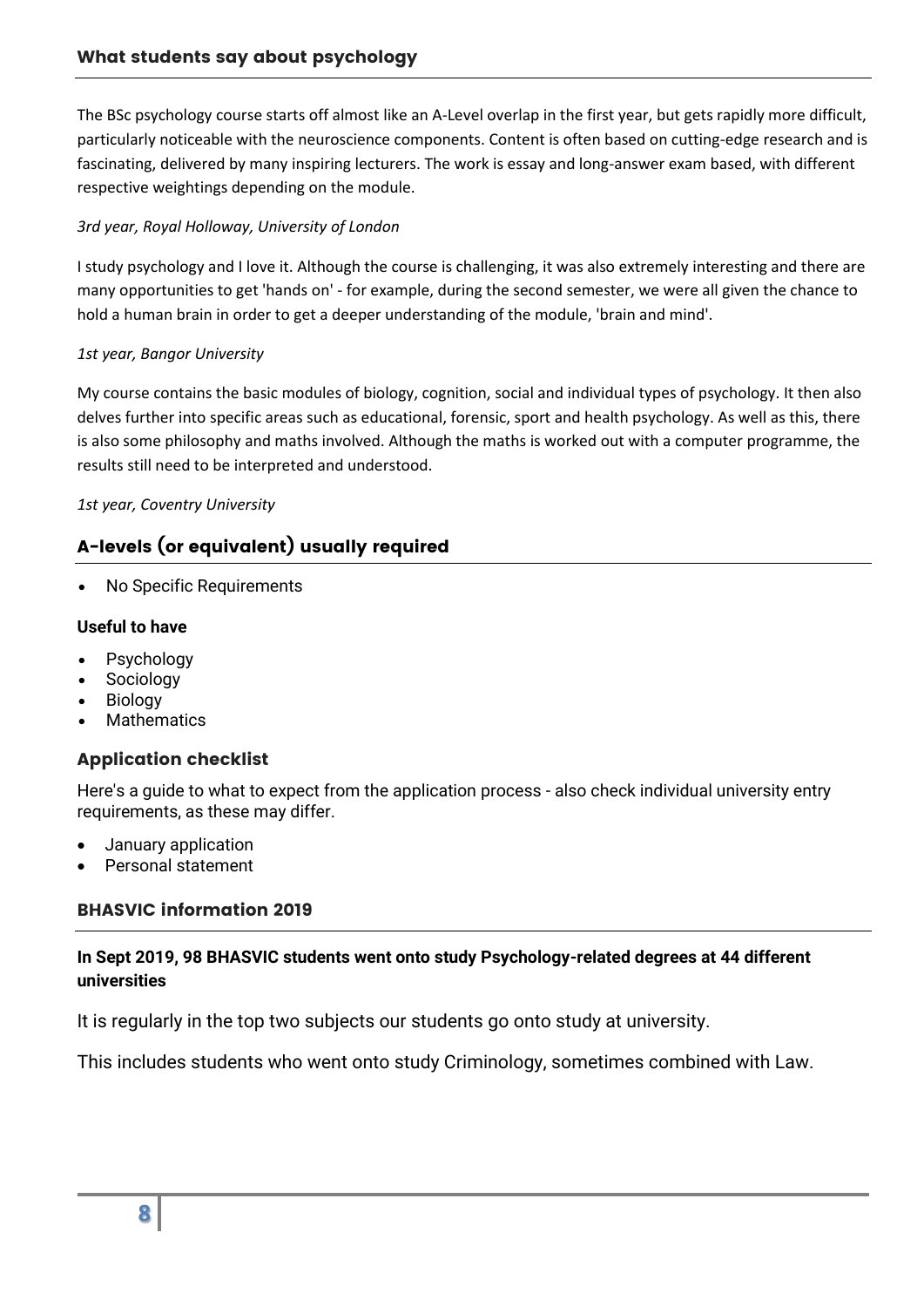## What students say about psychology

The BSc psychology course starts off almost like an A-Level overlap in the first year, but gets rapidly more difficult, particularly noticeable with the neuroscience components. Content is often based on cutting-edge research and is fascinating, delivered by many inspiring lecturers. The work is essay and long-answer exam based, with different respective weightings depending on the module.

*3rd year, Royal Holloway, University of London*

I study psychology and I love it. Although the course is challenging, it was also extremely interesting and there are many opportunities to get 'hands on' - for example, during the second semester, we were all given the chance to hold a human brain in order to get a deeper understanding of the module, 'brain and mind'.

*1st year, Bangor University*

My course contains the basic modules of biology, cognition, social and individual types of psychology. It then also delves further into specific areas such as educational, forensic, sport and health psychology. As well as this, there is also some philosophy and maths involved. Although the maths is worked out with a computer programme, the results still need to be interpreted and understood.

*1st year, Coventry University*

## A-levels (or equivalent) usually required

- No Specific Requirements

**Useful to have**

- Psychology
- Sociology
- Biology
- Mathematics

### Application checklist

Here's a guide to what to expect from the application process - also check individual university entry requirements, as these may differ.

- January application
- Personal statement

### BHASVIC information 2019

**In Sept 2019, 98 BHASVIC students went onto study Psychology-related degrees at 44 different universities**

It is regularly in the top two subjects our students go onto study at university.

This includes students who went onto study Criminology, sometimes combined with Law.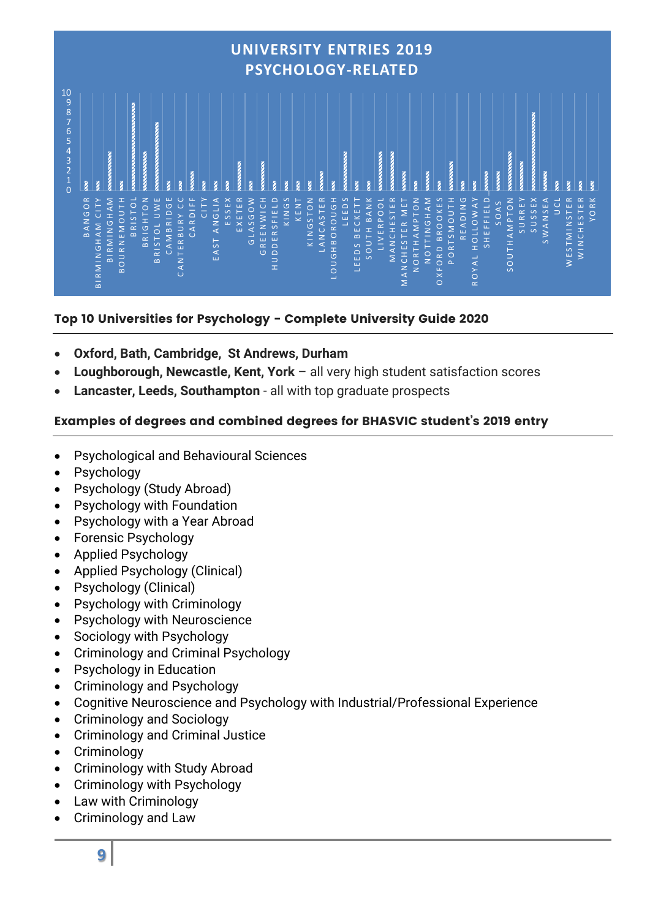## UNIVERSITY ENTRIES 2019 PSYCHOLOGY-RELATED

| University | Entries |
|---|---|
| BANGOR | 1 |
| BIRMINGHAM CITY | 1 |
| BIRMINGHAM | 4 |
| BOURNEMOUTH | 1 |
| BRISTOL | 9 |
| BRIGHTON | 4 |
| BRISTOL UWE | 7 |
| CAMBRIDGE | 1 |
| CANTERBURY CC | 1 |
| CARDIFF | 2 |
| CITY | 1 |
| EAST ANGLIA | 1 |
| ESSEX | 1 |
| EXETER | 3 |
| GLASGOW | 1 |
| GREENWICH | 3 |
| HUDDERSFIELD | 1 |
| KINGS | 1 |
| KENT | 1 |
| KINGSTON | 1 |
| LANCASTER | 2 |
| LOUGHBOROUGH | 1 |
| LEEDS | 4 |
| LEEDS BECKETT | 1 |
| SOUTH BANK | 1 |
| LIVERPOOL | 4 |
| MANCHESTER | 4 |
| MANCHESTER MET | 2 |
| NORTHAMPTON | 1 |
| NOTTINGHAM | 2 |
| OXFORD BROOKES | 1 |
| PORTSMOUTH | 3 |
| READING | 1 |
| ROYAL HOLLOWAY | 1 |
| SHEFFIELD... | 2 |
| SOAS | 2 |
| SOUTHAMPTON | 4 |
| SURREY | 3 |
| SUSSEX | 8 |
| SWANSEA | 2 |
| UCL | 1 |
| WESTMINSTER | 1 |
| WINCHESTER | 1 |
| YORK | 1 |

### Top 10 Universities for Psychology - Complete University Guide 2020

- **Oxford, Bath, Cambridge, St Andrews, Durham**
- **Loughborough, Newcastle, Kent, York** – all very high student satisfaction scores
- **Lancaster, Leeds, Southampton** - all with top graduate prospects

### Examples of degrees and combined degrees for BHASVIC student's 2019 entry

- Psychological and Behavioural Sciences
- Psychology
- Psychology (Study Abroad)
- Psychology with Foundation
- Psychology with a Year Abroad
- Forensic Psychology
- Applied Psychology
- Applied Psychology (Clinical)
- Psychology (Clinical)
- Psychology with Criminology
- Psychology with Neuroscience
- Sociology with Psychology
- Criminology and Criminal Psychology
- Psychology in Education
- Criminology and Psychology
- Cognitive Neuroscience and Psychology with Industrial/Professional Experience
- Criminology and Sociology
- Criminology and Criminal Justice
- Criminology
- Criminology with Study Abroad
- Criminology with Psychology
- Law with Criminology
- Criminology and Law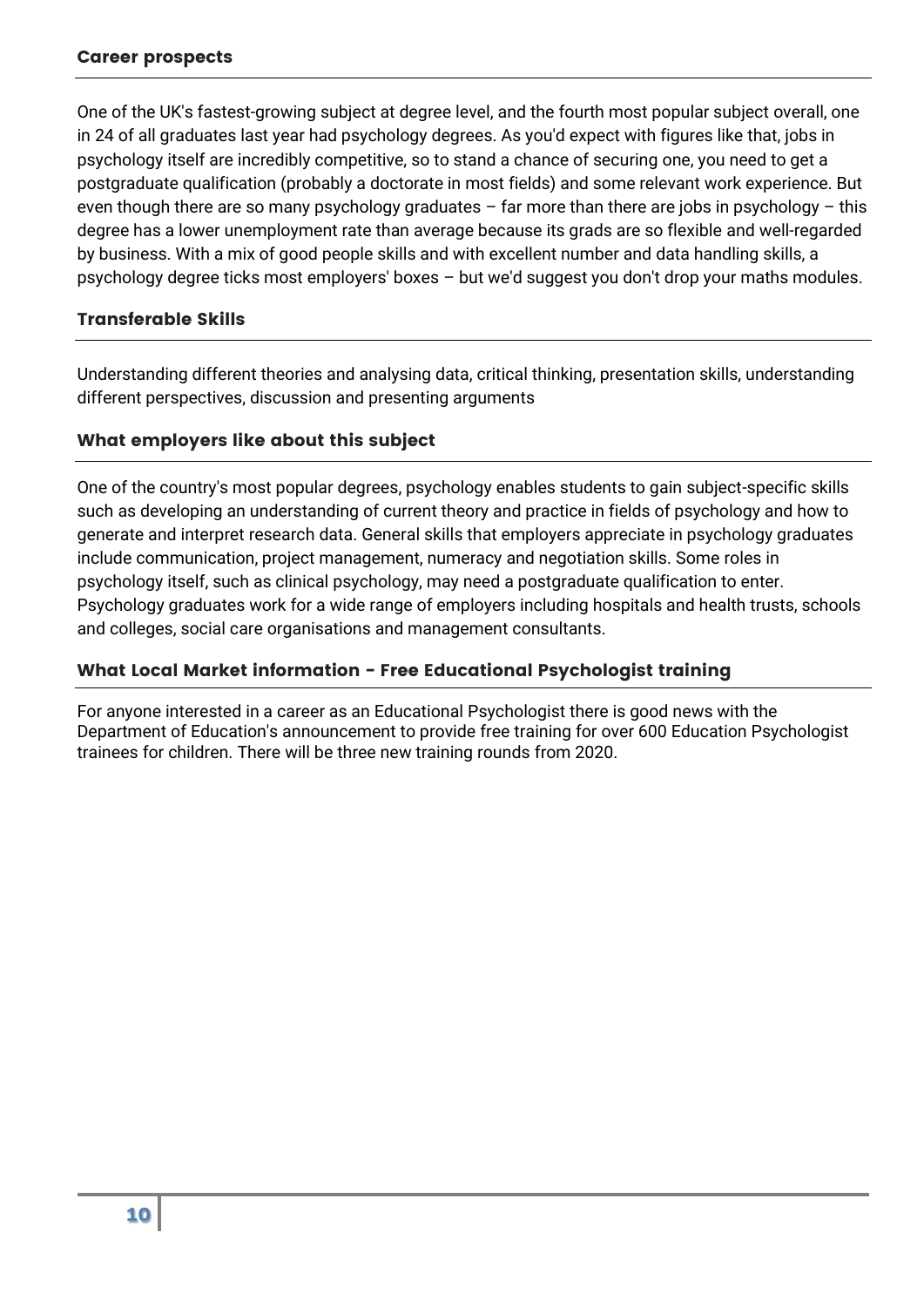### Career prospects

One of the UK's fastest-growing subject at degree level, and the fourth most popular subject overall, one in 24 of all graduates last year had psychology degrees. As you'd expect with figures like that, jobs in psychology itself are incredibly competitive, so to stand a chance of securing one, you need to get a postgraduate qualification (probably a doctorate in most fields) and some relevant work experience. But even though there are so many psychology graduates – far more than there are jobs in psychology – this degree has a lower unemployment rate than average because its grads are so flexible and well-regarded by business. With a mix of good people skills and with excellent number and data handling skills, a psychology degree ticks most employers' boxes – but we'd suggest you don't drop your maths modules.

### Transferable Skills

Understanding different theories and analysing data, critical thinking, presentation skills, understanding different perspectives, discussion and presenting arguments

### What employers like about this subject

One of the country's most popular degrees, psychology enables students to gain subject-specific skills such as developing an understanding of current theory and practice in fields of psychology and how to generate and interpret research data. General skills that employers appreciate in psychology graduates include communication, project management, numeracy and negotiation skills. Some roles in psychology itself, such as clinical psychology, may need a postgraduate qualification to enter. Psychology graduates work for a wide range of employers including hospitals and health trusts, schools and colleges, social care organisations and management consultants.

### What Local Market information - Free Educational Psychologist training

For anyone interested in a career as an Educational Psychologist there is good news with the Department of Education's announcement to provide free training for over 600 Education Psychologist trainees for children. There will be three new training rounds from 2020.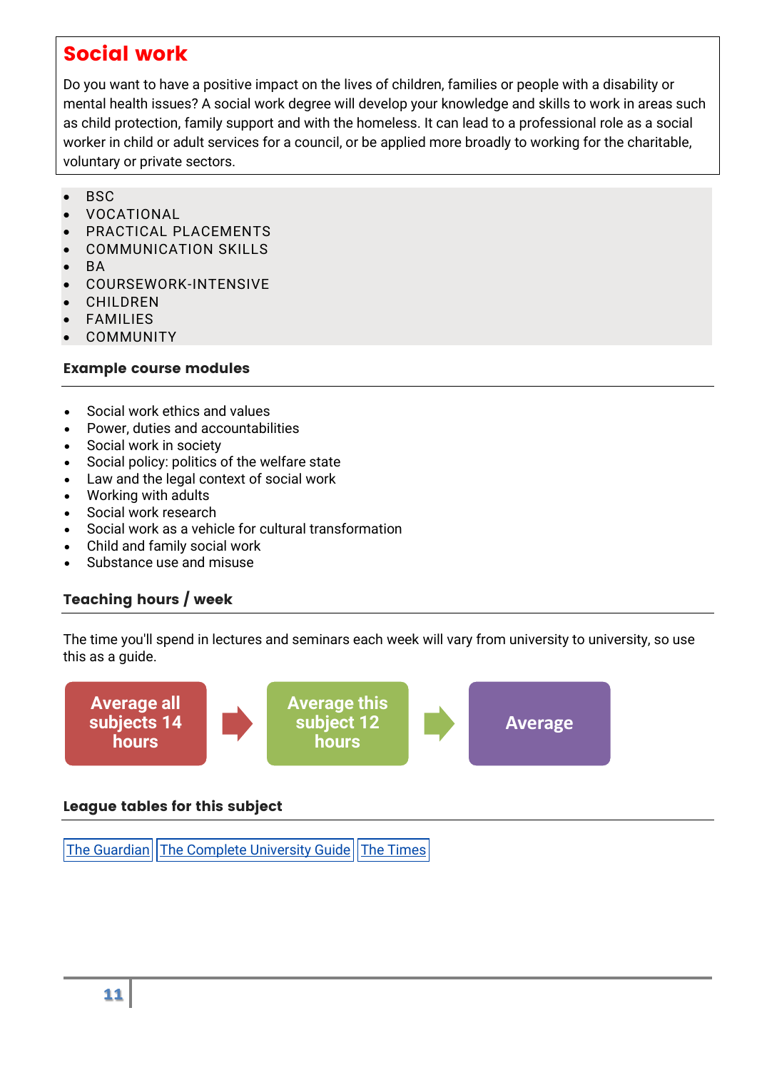## Social work

Do you want to have a positive impact on the lives of children, families or people with a disability or mental health issues? A social work degree will develop your knowledge and skills to work in areas such as child protection, family support and with the homeless. It can lead to a professional role as a social worker in child or adult services for a council, or be applied more broadly to working for the charitable, voluntary or private sectors.

- BSC
- VOCATIONAL
- PRACTICAL PLACEMENTS
- COMMUNICATION SKILLS
- BA
- COURSEWORK-INTENSIVE
- CHILDREN
- FAMILIES
- COMMUNITY

### Example course modules

- Social work ethics and values
- Power, duties and accountabilities
- Social work in society
- Social policy: politics of the welfare state
- Law and the legal context of social work
- Working with adults
- Social work research
- Social work as a vehicle for cultural transformation
- Child and family social work
- Substance use and misuse

### Teaching hours / week

The time you'll spend in lectures and seminars each week will vary from university to university, so use this as a guide.

Average all subjects 14 hours → Average this subject 12 hours → Average

### League tables for this subject

The Guardian | The Complete University Guide | The Times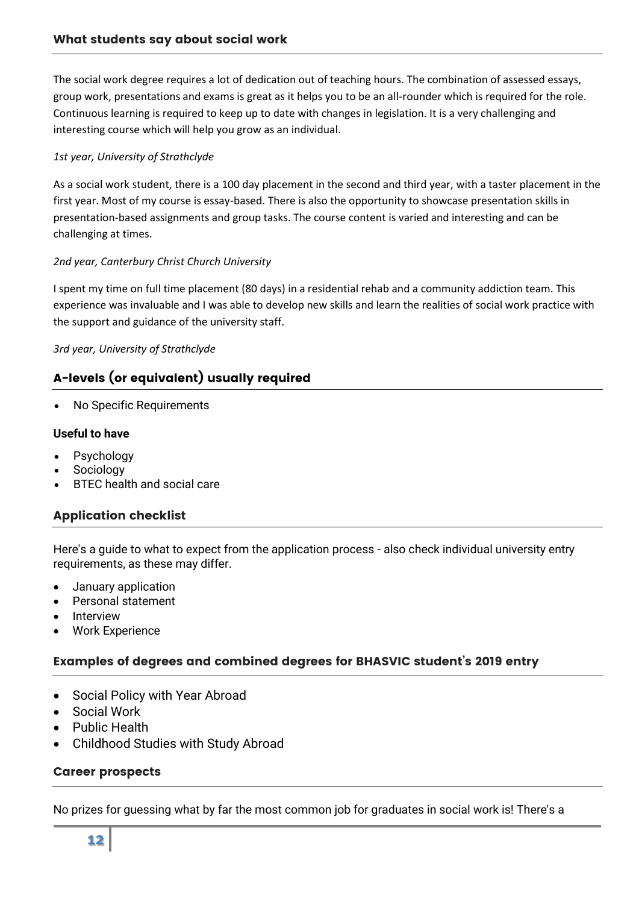## What students say about social work

The social work degree requires a lot of dedication out of teaching hours. The combination of assessed essays, group work, presentations and exams is great as it helps you to be an all-rounder which is required for the role. Continuous learning is required to keep up to date with changes in legislation. It is a very challenging and interesting course which will help you grow as an individual.

*1st year, University of Strathclyde*

As a social work student, there is a 100 day placement in the second and third year, with a taster placement in the first year. Most of my course is essay-based. There is also the opportunity to showcase presentation skills in presentation-based assignments and group tasks. The course content is varied and interesting and can be challenging at times.

*2nd year, Canterbury Christ Church University*

I spent my time on full time placement (80 days) in a residential rehab and a community addiction team. This experience was invaluable and I was able to develop new skills and learn the realities of social work practice with the support and guidance of the university staff.

*3rd year, University of Strathclyde*

## A-levels (or equivalent) usually required

- No Specific Requirements

**Useful to have**

- Psychology
- Sociology
- BTEC health and social care

## Application checklist

Here's a guide to what to expect from the application process - also check individual university entry requirements, as these may differ.

- January application
- Personal statement
- Interview
- Work Experience

## Examples of degrees and combined degrees for BHASVIC student's 2019 entry

- Social Policy with Year Abroad
- Social Work
- Public Health
- Childhood Studies with Study Abroad

## Career prospects

No prizes for guessing what by far the most common job for graduates in social work is! There's a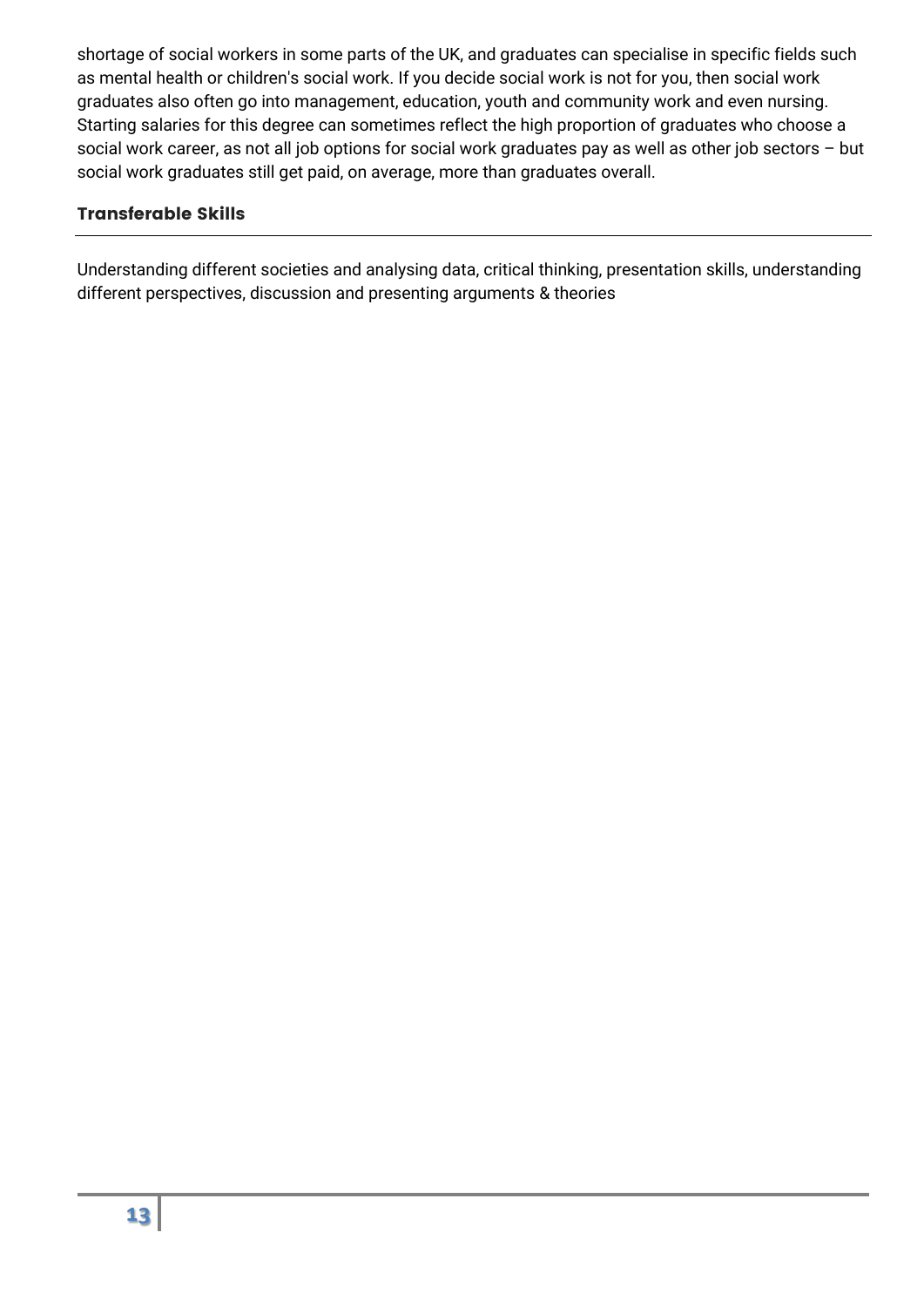shortage of social workers in some parts of the UK, and graduates can specialise in specific fields such as mental health or children's social work. If you decide social work is not for you, then social work graduates also often go into management, education, youth and community work and even nursing. Starting salaries for this degree can sometimes reflect the high proportion of graduates who choose a social work career, as not all job options for social work graduates pay as well as other job sectors – but social work graduates still get paid, on average, more than graduates overall.

### Transferable Skills

Understanding different societies and analysing data, critical thinking, presentation skills, understanding different perspectives, discussion and presenting arguments & theories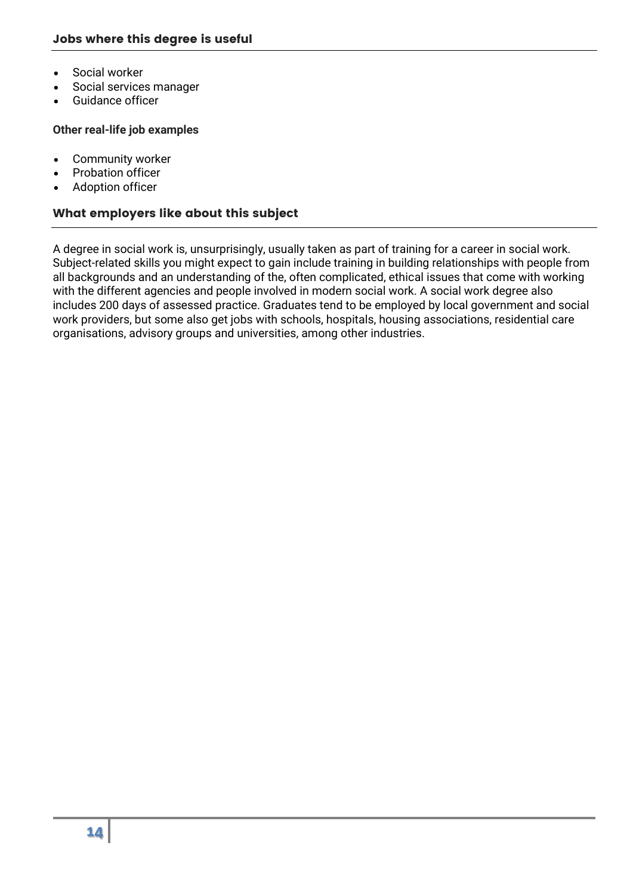## Jobs where this degree is useful

- Social worker
- Social services manager
- Guidance officer

**Other real-life job examples**

- Community worker
- Probation officer
- Adoption officer

## What employers like about this subject

A degree in social work is, unsurprisingly, usually taken as part of training for a career in social work. Subject-related skills you might expect to gain include training in building relationships with people from all backgrounds and an understanding of the, often complicated, ethical issues that come with working with the different agencies and people involved in modern social work. A social work degree also includes 200 days of assessed practice. Graduates tend to be employed by local government and social work providers, but some also get jobs with schools, hospitals, housing associations, residential care organisations, advisory groups and universities, among other industries.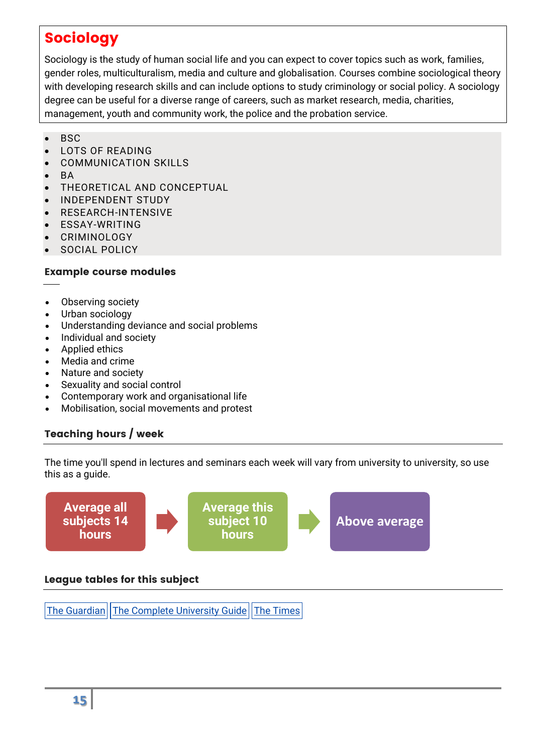## Sociology

Sociology is the study of human social life and you can expect to cover topics such as work, families, gender roles, multiculturalism, media and culture and globalisation. Courses combine sociological theory with developing research skills and can include options to study criminology or social policy. A sociology degree can be useful for a diverse range of careers, such as market research, media, charities, management, youth and community work, the police and the probation service.

- BSC
- LOTS OF READING
- COMMUNICATION SKILLS
- BA
- THEORETICAL AND CONCEPTUAL
- INDEPENDENT STUDY
- RESEARCH-INTENSIVE
- ESSAY-WRITING
- CRIMINOLOGY
- SOCIAL POLICY

### Example course modules

- Observing society
- Urban sociology
- Understanding deviance and social problems
- Individual and society
- Applied ethics
- Media and crime
- Nature and society
- Sexuality and social control
- Contemporary work and organisational life
- Mobilisation, social movements and protest

### Teaching hours / week

The time you'll spend in lectures and seminars each week will vary from university to university, so use this as a guide.

Average all subjects 14 hours → Average this subject 10 hours → Above average

### League tables for this subject

The Guardian | The Complete University Guide | The Times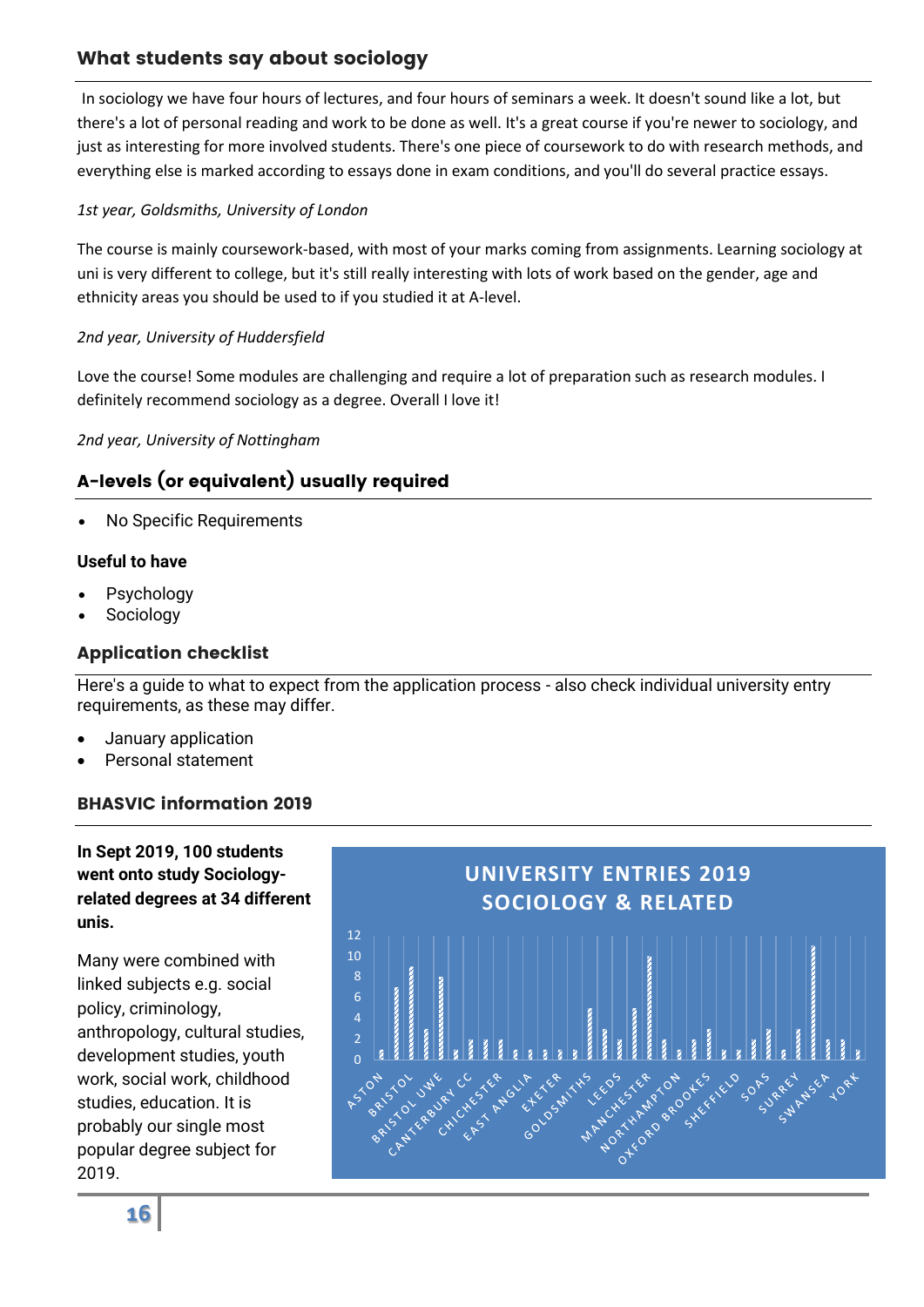## What students say about sociology

In sociology we have four hours of lectures, and four hours of seminars a week. It doesn't sound like a lot, but there's a lot of personal reading and work to be done as well. It's a great course if you're newer to sociology, and just as interesting for more involved students. There's one piece of coursework to do with research methods, and everything else is marked according to essays done in exam conditions, and you'll do several practice essays.

*1st year, Goldsmiths, University of London*

The course is mainly coursework-based, with most of your marks coming from assignments. Learning sociology at uni is very different to college, but it's still really interesting with lots of work based on the gender, age and ethnicity areas you should be used to if you studied it at A-level.

*2nd year, University of Huddersfield*

Love the course! Some modules are challenging and require a lot of preparation such as research modules. I definitely recommend sociology as a degree. Overall I love it!

*2nd year, University of Nottingham*

## A-levels (or equivalent) usually required

- No Specific Requirements

### Useful to have

- Psychology
- Sociology

## Application checklist

Here's a guide to what to expect from the application process - also check individual university entry requirements, as these may differ.

- January application
- Personal statement

## BHASVIC information 2019

**In Sept 2019, 100 students went onto study Sociology-related degrees at 34 different unis.**

Many were combined with linked subjects e.g. social policy, criminology, anthropology, cultural studies, development studies, youth work, social work, childhood studies, education. It is probably our single most popular degree subject for 2019.

**UNIVERSITY ENTRIES 2019 SOCIOLOGY & RELATED**

Chart labels: Aston, Bristol, Bristol UWE, Canterbury CC, Chichester, East Anglia, Exeter, Goldsmiths, Leeds, Manchester, Northampton, Oxford Brookes, Sheffield, SOAS, Surrey, Swansea, York (y-axis 0–12)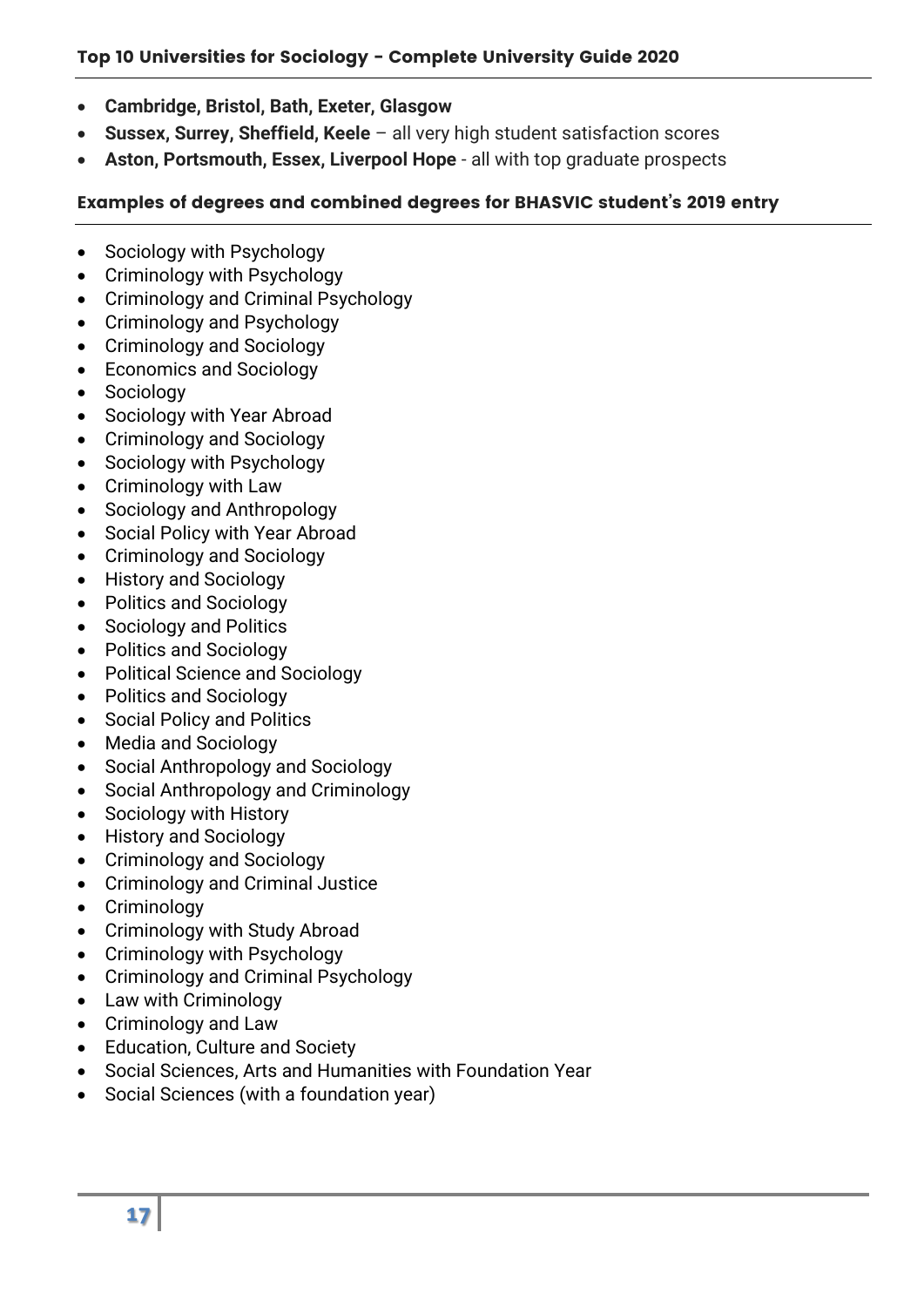## Top 10 Universities for Sociology - Complete University Guide 2020

- **Cambridge, Bristol, Bath, Exeter, Glasgow**
- **Sussex, Surrey, Sheffield, Keele** – all very high student satisfaction scores
- **Aston, Portsmouth, Essex, Liverpool Hope** - all with top graduate prospects

## Examples of degrees and combined degrees for BHASVIC student's 2019 entry

- Sociology with Psychology
- Criminology with Psychology
- Criminology and Criminal Psychology
- Criminology and Psychology
- Criminology and Sociology
- Economics and Sociology
- Sociology
- Sociology with Year Abroad
- Criminology and Sociology
- Sociology with Psychology
- Criminology with Law
- Sociology and Anthropology
- Social Policy with Year Abroad
- Criminology and Sociology
- History and Sociology
- Politics and Sociology
- Sociology and Politics
- Politics and Sociology
- Political Science and Sociology
- Politics and Sociology
- Social Policy and Politics
- Media and Sociology
- Social Anthropology and Sociology
- Social Anthropology and Criminology
- Sociology with History
- History and Sociology
- Criminology and Sociology
- Criminology and Criminal Justice
- Criminology
- Criminology with Study Abroad
- Criminology with Psychology
- Criminology and Criminal Psychology
- Law with Criminology
- Criminology and Law
- Education, Culture and Society
- Social Sciences, Arts and Humanities with Foundation Year
- Social Sciences (with a foundation year)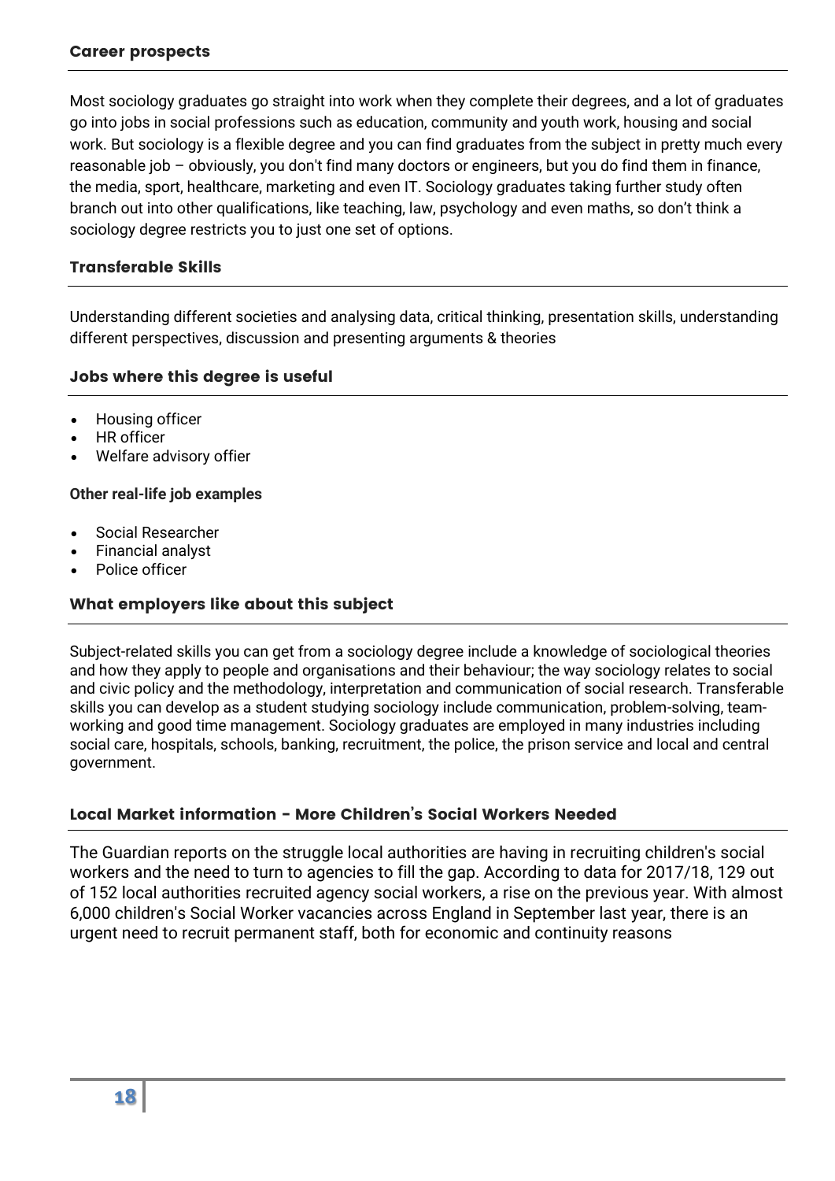## Career prospects

Most sociology graduates go straight into work when they complete their degrees, and a lot of graduates go into jobs in social professions such as education, community and youth work, housing and social work. But sociology is a flexible degree and you can find graduates from the subject in pretty much every reasonable job – obviously, you don't find many doctors or engineers, but you do find them in finance, the media, sport, healthcare, marketing and even IT. Sociology graduates taking further study often branch out into other qualifications, like teaching, law, psychology and even maths, so don't think a sociology degree restricts you to just one set of options.

## Transferable Skills

Understanding different societies and analysing data, critical thinking, presentation skills, understanding different perspectives, discussion and presenting arguments & theories

## Jobs where this degree is useful

- Housing officer
- HR officer
- Welfare advisory offier

**Other real-life job examples**

- Social Researcher
- Financial analyst
- Police officer

## What employers like about this subject

Subject-related skills you can get from a sociology degree include a knowledge of sociological theories and how they apply to people and organisations and their behaviour; the way sociology relates to social and civic policy and the methodology, interpretation and communication of social research. Transferable skills you can develop as a student studying sociology include communication, problem-solving, team-working and good time management. Sociology graduates are employed in many industries including social care, hospitals, schools, banking, recruitment, the police, the prison service and local and central government.

## Local Market information - More Children's Social Workers Needed

The Guardian reports on the struggle local authorities are having in recruiting children's social workers and the need to turn to agencies to fill the gap. According to data for 2017/18, 129 out of 152 local authorities recruited agency social workers, a rise on the previous year. With almost 6,000 children's Social Worker vacancies across England in September last year, there is an urgent need to recruit permanent staff, both for economic and continuity reasons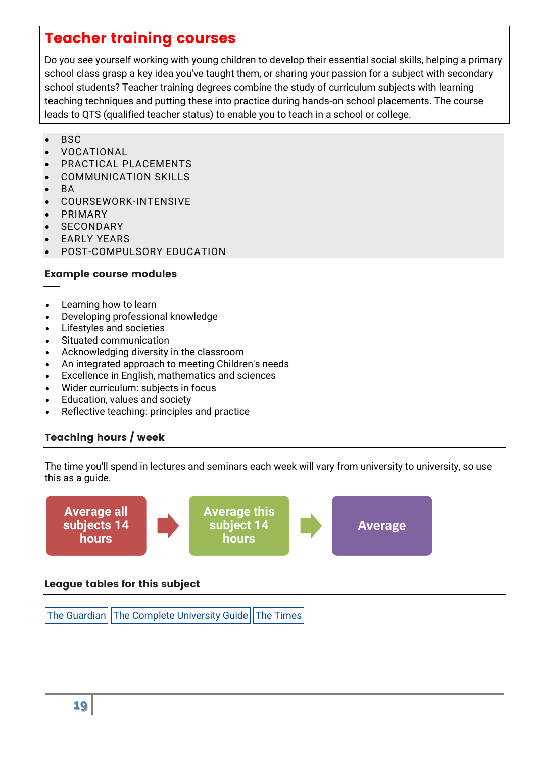## Teacher training courses

Do you see yourself working with young children to develop their essential social skills, helping a primary school class grasp a key idea you've taught them, or sharing your passion for a subject with secondary school students? Teacher training degrees combine the study of curriculum subjects with learning teaching techniques and putting these into practice during hands-on school placements. The course leads to QTS (qualified teacher status) to enable you to teach in a school or college.

- BSC
- VOCATIONAL
- PRACTICAL PLACEMENTS
- COMMUNICATION SKILLS
- BA
- COURSEWORK-INTENSIVE
- PRIMARY
- SECONDARY
- EARLY YEARS
- POST-COMPULSORY EDUCATION

### Example course modules

- Learning how to learn
- Developing professional knowledge
- Lifestyles and societies
- Situated communication
- Acknowledging diversity in the classroom
- An integrated approach to meeting Children's needs
- Excellence in English, mathematics and sciences
- Wider curriculum: subjects in focus
- Education, values and society
- Reflective teaching: principles and practice

### Teaching hours / week

The time you'll spend in lectures and seminars each week will vary from university to university, so use this as a guide.

Average all subjects 14 hours → Average this subject 14 hours → Average

### League tables for this subject

The Guardian | The Complete University Guide | The Times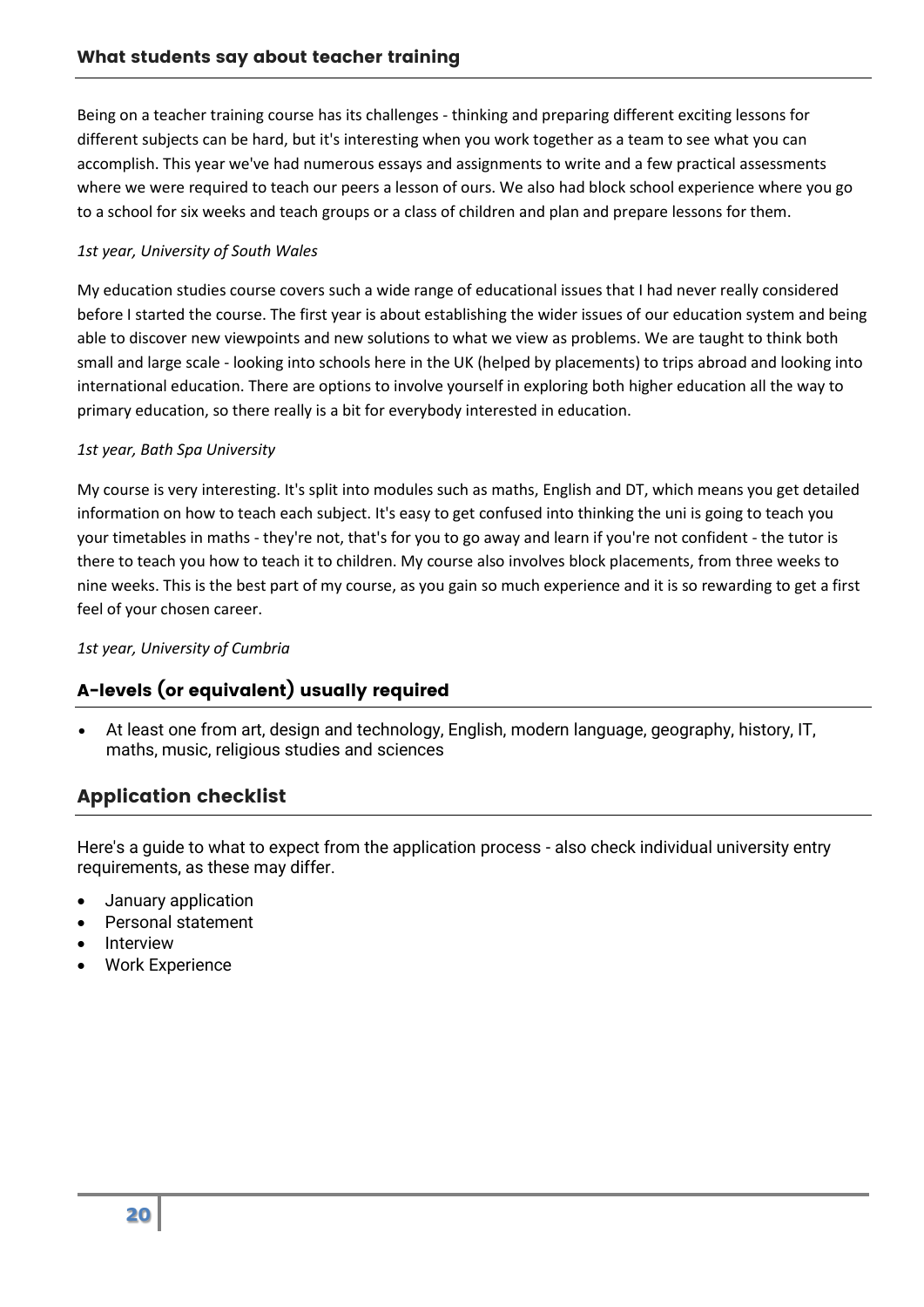## What students say about teacher training

Being on a teacher training course has its challenges - thinking and preparing different exciting lessons for different subjects can be hard, but it's interesting when you work together as a team to see what you can accomplish. This year we've had numerous essays and assignments to write and a few practical assessments where we were required to teach our peers a lesson of ours. We also had block school experience where you go to a school for six weeks and teach groups or a class of children and plan and prepare lessons for them.

*1st year, University of South Wales*

My education studies course covers such a wide range of educational issues that I had never really considered before I started the course. The first year is about establishing the wider issues of our education system and being able to discover new viewpoints and new solutions to what we view as problems. We are taught to think both small and large scale - looking into schools here in the UK (helped by placements) to trips abroad and looking into international education. There are options to involve yourself in exploring both higher education all the way to primary education, so there really is a bit for everybody interested in education.

*1st year, Bath Spa University*

My course is very interesting. It's split into modules such as maths, English and DT, which means you get detailed information on how to teach each subject. It's easy to get confused into thinking the uni is going to teach you your timetables in maths - they're not, that's for you to go away and learn if you're not confident - the tutor is there to teach you how to teach it to children. My course also involves block placements, from three weeks to nine weeks. This is the best part of my course, as you gain so much experience and it is so rewarding to get a first feel of your chosen career.

*1st year, University of Cumbria*

## A-levels (or equivalent) usually required

- At least one from art, design and technology, English, modern language, geography, history, IT, maths, music, religious studies and sciences

## Application checklist

Here's a guide to what to expect from the application process - also check individual university entry requirements, as these may differ.

- January application
- Personal statement
- Interview
- Work Experience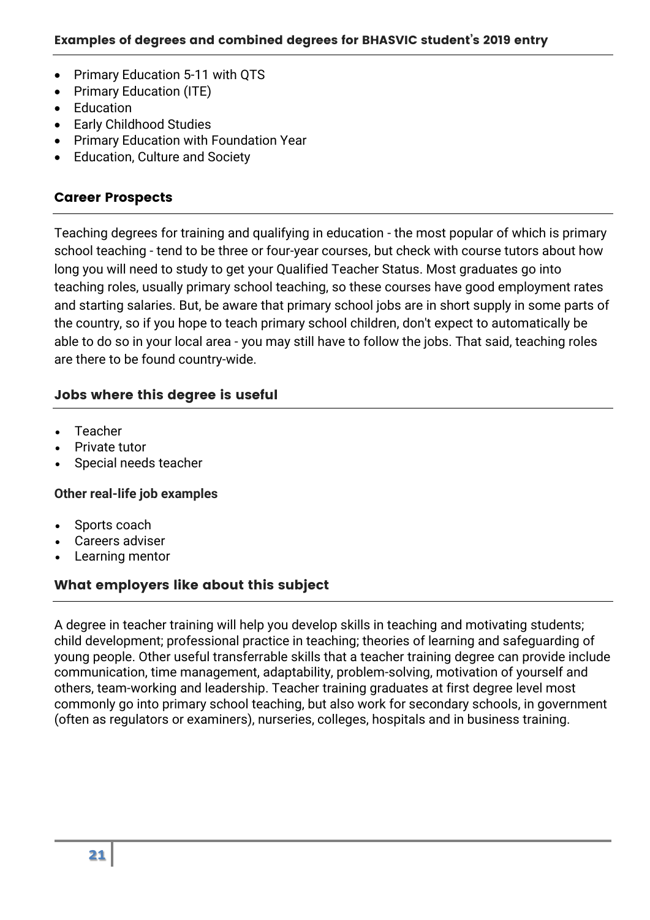## Examples of degrees and combined degrees for BHASVIC student's 2019 entry

- Primary Education 5-11 with QTS
- Primary Education (ITE)
- Education
- Early Childhood Studies
- Primary Education with Foundation Year
- Education, Culture and Society

## Career Prospects

Teaching degrees for training and qualifying in education - the most popular of which is primary school teaching - tend to be three or four-year courses, but check with course tutors about how long you will need to study to get your Qualified Teacher Status. Most graduates go into teaching roles, usually primary school teaching, so these courses have good employment rates and starting salaries. But, be aware that primary school jobs are in short supply in some parts of the country, so if you hope to teach primary school children, don't expect to automatically be able to do so in your local area - you may still have to follow the jobs. That said, teaching roles are there to be found country-wide.

## Jobs where this degree is useful

- Teacher
- Private tutor
- Special needs teacher

**Other real-life job examples**

- Sports coach
- Careers adviser
- Learning mentor

## What employers like about this subject

A degree in teacher training will help you develop skills in teaching and motivating students; child development; professional practice in teaching; theories of learning and safeguarding of young people. Other useful transferrable skills that a teacher training degree can provide include communication, time management, adaptability, problem-solving, motivation of yourself and others, team-working and leadership. Teacher training graduates at first degree level most commonly go into primary school teaching, but also work for secondary schools, in government (often as regulators or examiners), nurseries, colleges, hospitals and in business training.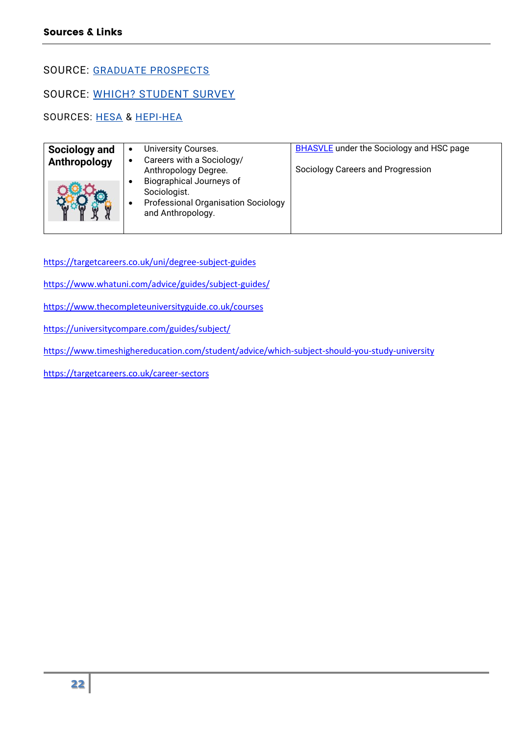## Sources & Links

SOURCE: [GRADUATE PROSPECTS]

SOURCE: [WHICH? STUDENT SURVEY]

SOURCES: [HESA] & [HEPI-HEA]

| | | |
|---|---|---|
| **Sociology and Anthropology** | • University Courses.<br>• Careers with a Sociology/ Anthropology Degree.<br>• Biographical Journeys of Sociologist.<br>• Professional Organisation Sociology and Anthropology. | BHASVLE under the Sociology and HSC page<br><br>Sociology Careers and Progression |

https://targetcareers.co.uk/uni/degree-subject-guides

https://www.whatuni.com/advice/guides/subject-guides/

https://www.thecompleteuniversityguide.co.uk/courses

https://universitycompare.com/guides/subject/

https://www.timeshighereducation.com/student/advice/which-subject-should-you-study-university

https://targetcareers.co.uk/career-sectors